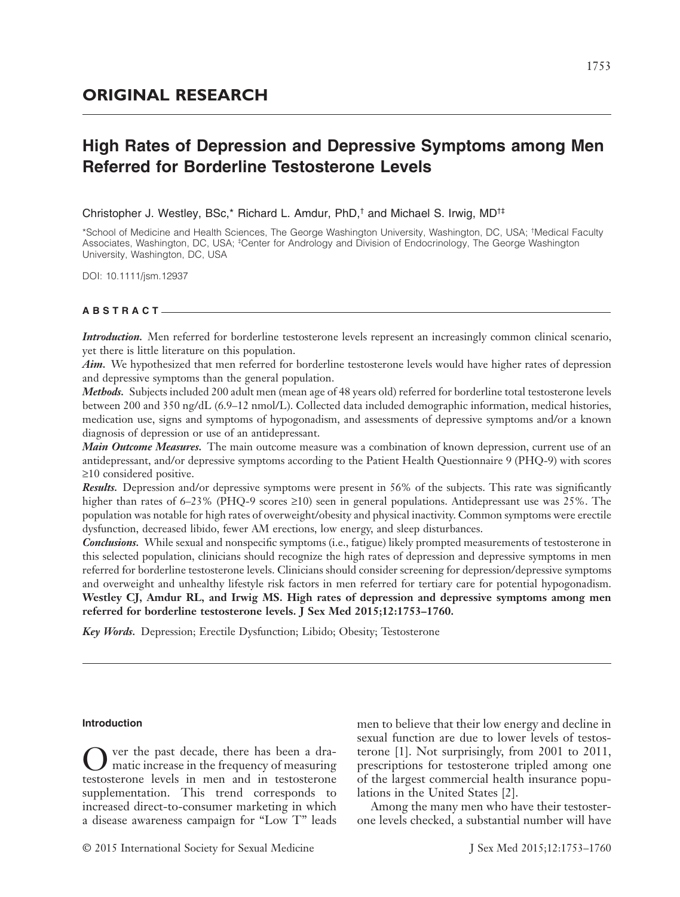## ORIGINAL RESEARCH

# High Rates of Depression and Depressive Symptoms among Men Referred for Borderline Testosterone Levels

Christopher J. Westley, BSc,* Richard L. Amdur, PhD,† and Michael S. Irwig, MD†‡

*School of Medicine and Health Sciences, The George Washington University, Washington, DC, USA; †Medical Faculty Associates, Washington, DC, USA; ‡Center for Andrology and Division of Endocrinology, The George Washington University, Washington, DC, USA

DOI: 10.1111/jsm.12937

### ABSTRACT

***Introduction.*** Men referred for borderline testosterone levels represent an increasingly common clinical scenario, yet there is little literature on this population.

***Aim.*** We hypothesized that men referred for borderline testosterone levels would have higher rates of depression and depressive symptoms than the general population.

***Methods.*** Subjects included 200 adult men (mean age of 48 years old) referred for borderline total testosterone levels between 200 and 350 ng/dL (6.9–12 nmol/L). Collected data included demographic information, medical histories, medication use, signs and symptoms of hypogonadism, and assessments of depressive symptoms and/or a known diagnosis of depression or use of an antidepressant.

***Main Outcome Measures.*** The main outcome measure was a combination of known depression, current use of an antidepressant, and/or depressive symptoms according to the Patient Health Questionnaire 9 (PHQ-9) with scores ≥10 considered positive.

***Results.*** Depression and/or depressive symptoms were present in 56% of the subjects. This rate was significantly higher than rates of 6–23% (PHQ-9 scores ≥10) seen in general populations. Antidepressant use was 25%. The population was notable for high rates of overweight/obesity and physical inactivity. Common symptoms were erectile dysfunction, decreased libido, fewer AM erections, low energy, and sleep disturbances.

***Conclusions.*** While sexual and nonspecific symptoms (i.e., fatigue) likely prompted measurements of testosterone in this selected population, clinicians should recognize the high rates of depression and depressive symptoms in men referred for borderline testosterone levels. Clinicians should consider screening for depression/depressive symptoms and overweight and unhealthy lifestyle risk factors in men referred for tertiary care for potential hypogonadism. **Westley CJ, Amdur RL, and Irwig MS. High rates of depression and depressive symptoms among men referred for borderline testosterone levels. J Sex Med 2015;12:1753–1760.**

***Key Words.*** Depression; Erectile Dysfunction; Libido; Obesity; Testosterone

### Introduction

Over the past decade, there has been a dramatic increase in the frequency of measuring testosterone levels in men and in testosterone supplementation. This trend corresponds to increased direct-to-consumer marketing in which a disease awareness campaign for "Low T" leads men to believe that their low energy and decline in sexual function are due to lower levels of testosterone [1]. Not surprisingly, from 2001 to 2011, prescriptions for testosterone tripled among one of the largest commercial health insurance populations in the United States [2].

Among the many men who have their testosterone levels checked, a substantial number will have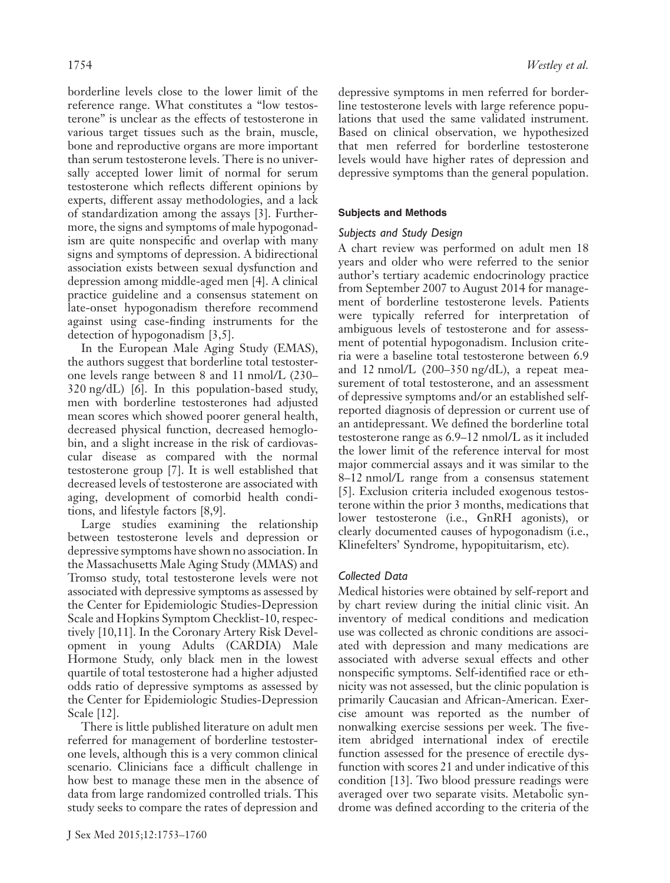borderline levels close to the lower limit of the reference range. What constitutes a "low testosterone" is unclear as the effects of testosterone in various target tissues such as the brain, muscle, bone and reproductive organs are more important than serum testosterone levels. There is no universally accepted lower limit of normal for serum testosterone which reflects different opinions by experts, different assay methodologies, and a lack of standardization among the assays [3]. Furthermore, the signs and symptoms of male hypogonadism are quite nonspecific and overlap with many signs and symptoms of depression. A bidirectional association exists between sexual dysfunction and depression among middle-aged men [4]. A clinical practice guideline and a consensus statement on late-onset hypogonadism therefore recommend against using case-finding instruments for the detection of hypogonadism [3,5].

In the European Male Aging Study (EMAS), the authors suggest that borderline total testosterone levels range between 8 and 11 nmol/L (230–320 ng/dL) [6]. In this population-based study, men with borderline testosterones had adjusted mean scores which showed poorer general health, decreased physical function, decreased hemoglobin, and a slight increase in the risk of cardiovascular disease as compared with the normal testosterone group [7]. It is well established that decreased levels of testosterone are associated with aging, development of comorbid health conditions, and lifestyle factors [8,9].

Large studies examining the relationship between testosterone levels and depression or depressive symptoms have shown no association. In the Massachusetts Male Aging Study (MMAS) and Tromso study, total testosterone levels were not associated with depressive symptoms as assessed by the Center for Epidemiologic Studies-Depression Scale and Hopkins Symptom Checklist-10, respectively [10,11]. In the Coronary Artery Risk Development in young Adults (CARDIA) Male Hormone Study, only black men in the lowest quartile of total testosterone had a higher adjusted odds ratio of depressive symptoms as assessed by the Center for Epidemiologic Studies-Depression Scale [12].

There is little published literature on adult men referred for management of borderline testosterone levels, although this is a very common clinical scenario. Clinicians face a difficult challenge in how best to manage these men in the absence of data from large randomized controlled trials. This study seeks to compare the rates of depression and depressive symptoms in men referred for borderline testosterone levels with large reference populations that used the same validated instrument. Based on clinical observation, we hypothesized that men referred for borderline testosterone levels would have higher rates of depression and depressive symptoms than the general population.

## Subjects and Methods

### *Subjects and Study Design*

A chart review was performed on adult men 18 years and older who were referred to the senior author's tertiary academic endocrinology practice from September 2007 to August 2014 for management of borderline testosterone levels. Patients were typically referred for interpretation of ambiguous levels of testosterone and for assessment of potential hypogonadism. Inclusion criteria were a baseline total testosterone between 6.9 and 12 nmol/L (200–350 ng/dL), a repeat measurement of total testosterone, and an assessment of depressive symptoms and/or an established self-reported diagnosis of depression or current use of an antidepressant. We defined the borderline total testosterone range as 6.9–12 nmol/L as it included the lower limit of the reference interval for most major commercial assays and it was similar to the 8–12 nmol/L range from a consensus statement [5]. Exclusion criteria included exogenous testosterone within the prior 3 months, medications that lower testosterone (i.e., GnRH agonists), or clearly documented causes of hypogonadism (i.e., Klinefelters' Syndrome, hypopituitarism, etc).

### *Collected Data*

Medical histories were obtained by self-report and by chart review during the initial clinic visit. An inventory of medical conditions and medication use was collected as chronic conditions are associated with depression and many medications are associated with adverse sexual effects and other nonspecific symptoms. Self-identified race or ethnicity was not assessed, but the clinic population is primarily Caucasian and African-American. Exercise amount was reported as the number of nonwalking exercise sessions per week. The five-item abridged international index of erectile function assessed for the presence of erectile dysfunction with scores 21 and under indicative of this condition [13]. Two blood pressure readings were averaged over two separate visits. Metabolic syndrome was defined according to the criteria of the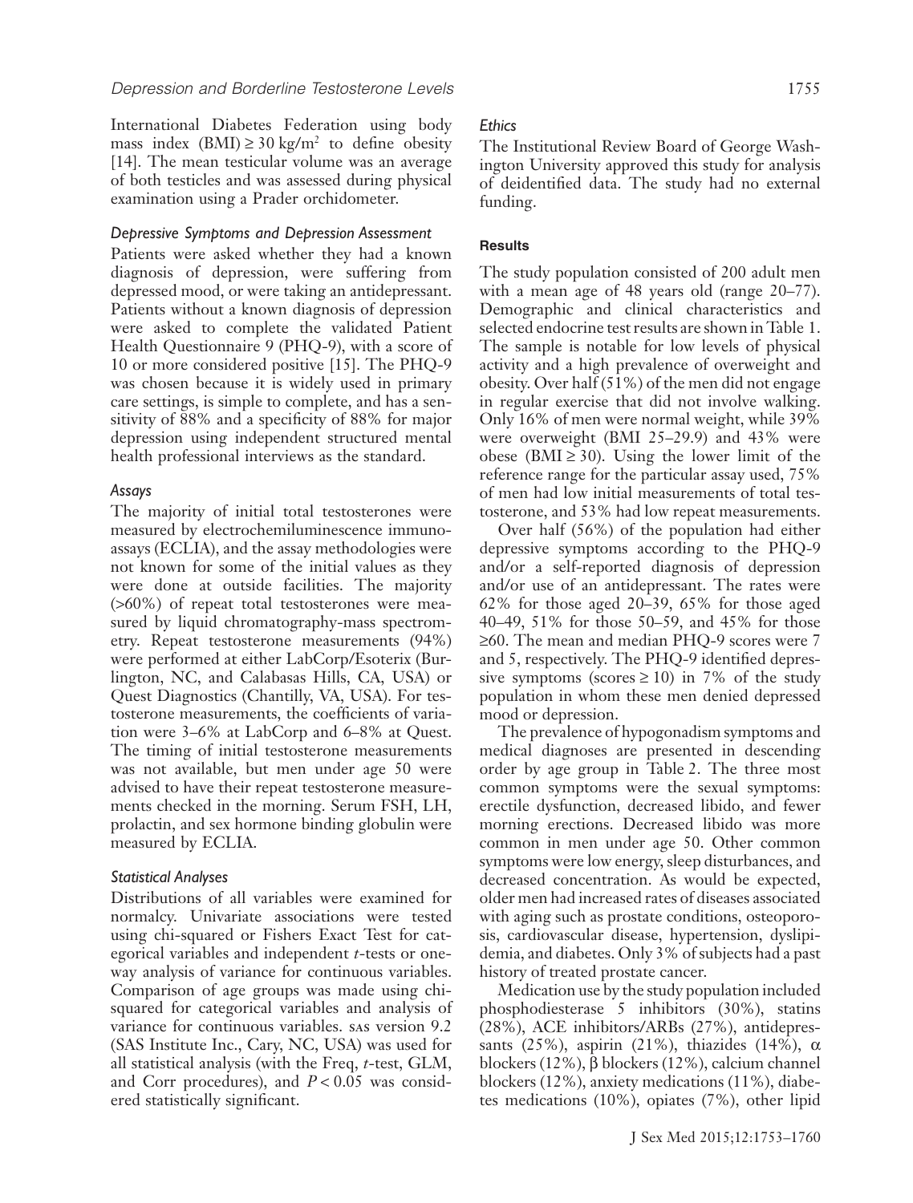International Diabetes Federation using body mass index (BMI) $\geq 30\ kg/m^2$ to define obesity [14]. The mean testicular volume was an average of both testicles and was assessed during physical examination using a Prader orchidometer.

### Depressive Symptoms and Depression Assessment

Patients were asked whether they had a known diagnosis of depression, were suffering from depressed mood, or were taking an antidepressant. Patients without a known diagnosis of depression were asked to complete the validated Patient Health Questionnaire 9 (PHQ-9), with a score of 10 or more considered positive [15]. The PHQ-9 was chosen because it is widely used in primary care settings, is simple to complete, and has a sensitivity of 88% and a specificity of 88% for major depression using independent structured mental health professional interviews as the standard.

### Assays

The majority of initial total testosterones were measured by electrochemiluminescence immunoassays (ECLIA), and the assay methodologies were not known for some of the initial values as they were done at outside facilities. The majority (>60%) of repeat total testosterones were measured by liquid chromatography-mass spectrometry. Repeat testosterone measurements (94%) were performed at either LabCorp/Esoterix (Burlington, NC, and Calabasas Hills, CA, USA) or Quest Diagnostics (Chantilly, VA, USA). For testosterone measurements, the coefficients of variation were 3–6% at LabCorp and 6–8% at Quest. The timing of initial testosterone measurements was not available, but men under age 50 were advised to have their repeat testosterone measurements checked in the morning. Serum FSH, LH, prolactin, and sex hormone binding globulin were measured by ECLIA.

### Statistical Analyses

Distributions of all variables were examined for normalcy. Univariate associations were tested using chi-squared or Fishers Exact Test for categorical variables and independent *t*-tests or one-way analysis of variance for continuous variables. Comparison of age groups was made using chi-squared for categorical variables and analysis of variance for continuous variables. SAS version 9.2 (SAS Institute Inc., Cary, NC, USA) was used for all statistical analysis (with the Freq, *t*-test, GLM, and Corr procedures), and $P < 0.05$ was considered statistically significant.

### Ethics

The Institutional Review Board of George Washington University approved this study for analysis of deidentified data. The study had no external funding.

## Results

The study population consisted of 200 adult men with a mean age of 48 years old (range 20–77). Demographic and clinical characteristics and selected endocrine test results are shown in Table 1. The sample is notable for low levels of physical activity and a high prevalence of overweight and obesity. Over half (51%) of the men did not engage in regular exercise that did not involve walking. Only 16% of men were normal weight, while 39% were overweight (BMI 25–29.9) and 43% were obese (BMI $\geq$ 30). Using the lower limit of the reference range for the particular assay used, 75% of men had low initial measurements of total testosterone, and 53% had low repeat measurements.

Over half (56%) of the population had either depressive symptoms according to the PHQ-9 and/or a self-reported diagnosis of depression and/or use of an antidepressant. The rates were 62% for those aged 20–39, 65% for those aged 40–49, 51% for those 50–59, and 45% for those $\geq$60. The mean and median PHQ-9 scores were 7 and 5, respectively. The PHQ-9 identified depressive symptoms (scores $\geq$ 10) in 7% of the study population in whom these men denied depressed mood or depression.

The prevalence of hypogonadism symptoms and medical diagnoses are presented in descending order by age group in Table 2. The three most common symptoms were the sexual symptoms: erectile dysfunction, decreased libido, and fewer morning erections. Decreased libido was more common in men under age 50. Other common symptoms were low energy, sleep disturbances, and decreased concentration. As would be expected, older men had increased rates of diseases associated with aging such as prostate conditions, osteoporosis, cardiovascular disease, hypertension, dyslipidemia, and diabetes. Only 3% of subjects had a past history of treated prostate cancer.

Medication use by the study population included phosphodiesterase 5 inhibitors (30%), statins (28%), ACE inhibitors/ARBs (27%), antidepressants (25%), aspirin (21%), thiazides (14%), $\alpha$ blockers (12%), $\beta$ blockers (12%), calcium channel blockers (12%), anxiety medications (11%), diabetes medications (10%), opiates (7%), other lipid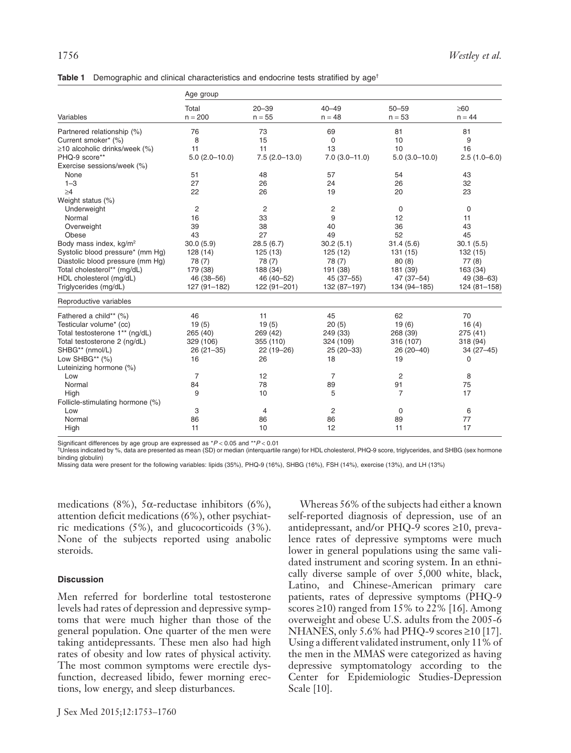**Table 1** Demographic and clinical characteristics and endocrine tests stratified by age†

| Variables | Age group | | | | |
|---|---|---|---|---|---|
| | Total n = 200 | 20–39 n = 55 | 40–49 n = 48 | 50–59 n = 53 | ≥60 n = 44 |
| Partnered relationship (%) | 76 | 73 | 69 | 81 | 81 |
| Current smoker* (%) | 8 | 15 | 0 | 10 | 9 |
| ≥10 alcoholic drinks/week (%) | 11 | 11 | 13 | 10 | 16 |
| PHQ-9 score** | 5.0 (2.0–10.0) | 7.5 (2.0–13.0) | 7.0 (3.0–11.0) | 5.0 (3.0–10.0) | 2.5 (1.0–6.0) |
| Exercise sessions/week (%) | | | | | |
| None | 51 | 48 | 57 | 54 | 43 |
| 1–3 | 27 | 26 | 24 | 26 | 32 |
| ≥4 | 22 | 26 | 19 | 20 | 23 |
| Weight status (%) | | | | | |
| Underweight | 2 | 2 | 2 | 0 | 0 |
| Normal | 16 | 33 | 9 | 12 | 11 |
| Overweight | 39 | 38 | 40 | 36 | 43 |
| Obese | 43 | 27 | 49 | 52 | 45 |
| Body mass index, kg/m$^2$ | 30.0 (5.9) | 28.5 (6.7) | 30.2 (5.1) | 31.4 (5.6) | 30.1 (5.5) |
| Systolic blood pressure* (mm Hg) | 128 (14) | 125 (13) | 125 (12) | 131 (15) | 132 (15) |
| Diastolic blood pressure (mm Hg) | 78 (7) | 78 (7) | 78 (7) | 80 (8) | 77 (8) |
| Total cholesterol** (mg/dL) | 179 (38) | 188 (34) | 191 (38) | 181 (39) | 163 (34) |
| HDL cholesterol (mg/dL) | 46 (38–56) | 46 (40–52) | 45 (37–55) | 47 (37–54) | 49 (38–63) |
| Triglycerides (mg/dL) | 127 (91–182) | 122 (91–201) | 132 (87–197) | 134 (94–185) | 124 (81–158) |
| **Reproductive variables** | | | | | |
| Fathered a child** (%) | 46 | 11 | 45 | 62 | 70 |
| Testicular volume* (cc) | 19 (5) | 19 (5) | 20 (5) | 19 (6) | 16 (4) |
| Total testosterone 1** (ng/dL) | 265 (40) | 269 (42) | 249 (33) | 268 (39) | 275 (41) |
| Total testosterone 2 (ng/dL) | 329 (106) | 355 (110) | 324 (109) | 316 (107) | 318 (94) |
| SHBG** (nmol/L) | 26 (21–35) | 22 (19–26) | 25 (20–33) | 26 (20–40) | 34 (27–45) |
| Low SHBG** (%) | 16 | 26 | 18 | 19 | 0 |
| Luteinizing hormone (%) | | | | | |
| Low | 7 | 12 | 7 | 2 | 8 |
| Normal | 84 | 78 | 89 | 91 | 75 |
| High | 9 | 10 | 5 | 7 | 17 |
| Follicle-stimulating hormone (%) | | | | | |
| Low | 3 | 4 | 2 | 0 | 6 |
| Normal | 86 | 86 | 86 | 89 | 77 |
| High | 11 | 10 | 12 | 11 | 17 |

Significant differences by age group are expressed as *$P < 0.05$ and **$P < 0.01$

†Unless indicated by %, data are presented as mean (SD) or median (interquartile range) for HDL cholesterol, PHQ-9 score, triglycerides, and SHBG (sex hormone binding globulin)

Missing data were present for the following variables: lipids (35%), PHQ-9 (16%), SHBG (16%), FSH (14%), exercise (13%), and LH (13%)

medications (8%), 5α-reductase inhibitors (6%), attention deficit medications (6%), other psychiatric medications (5%), and glucocorticoids (3%). None of the subjects reported using anabolic steroids.

### Discussion

Men referred for borderline total testosterone levels had rates of depression and depressive symptoms that were much higher than those of the general population. One quarter of the men were taking antidepressants. These men also had high rates of obesity and low rates of physical activity. The most common symptoms were erectile dysfunction, decreased libido, fewer morning erections, low energy, and sleep disturbances.

Whereas 56% of the subjects had either a known self-reported diagnosis of depression, use of an antidepressant, and/or PHQ-9 scores ≥10, prevalence rates of depressive symptoms were much lower in general populations using the same validated instrument and scoring system. In an ethnically diverse sample of over 5,000 white, black, Latino, and Chinese-American primary care patients, rates of depressive symptoms (PHQ-9 scores ≥10) ranged from 15% to 22% [16]. Among overweight and obese U.S. adults from the 2005-6 NHANES, only 5.6% had PHQ-9 scores ≥10 [17]. Using a different validated instrument, only 11% of the men in the MMAS were categorized as having depressive symptomatology according to the Center for Epidemiologic Studies-Depression Scale [10].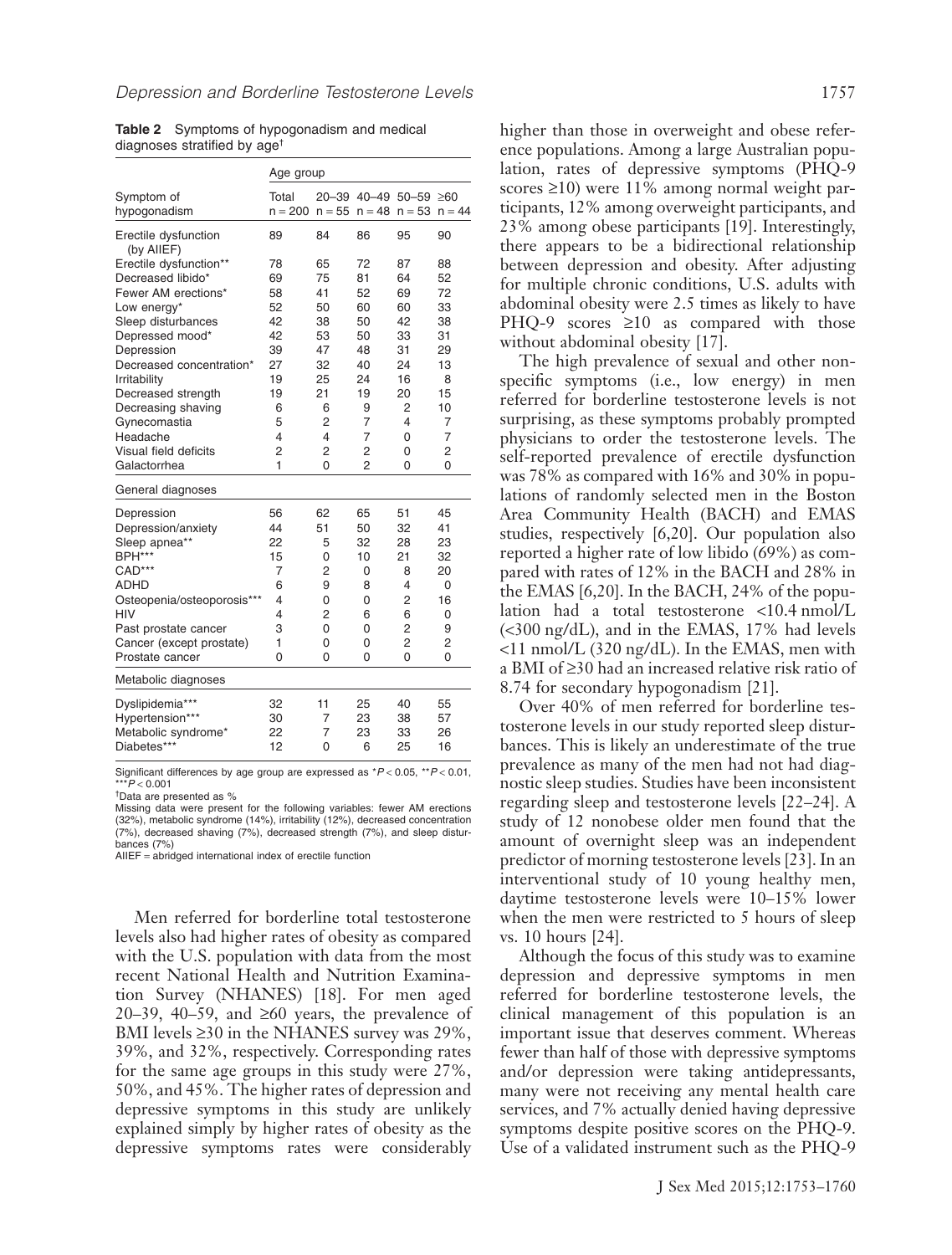**Table 2** Symptoms of hypogonadism and medical diagnoses stratified by age†

| Symptom of hypogonadism | Age group | | | | |
|---|---|---|---|---|---|
| | Total n = 200 | 20–39 n = 55 | 40–49 n = 48 | 50–59 n = 53 | ≥60 n = 44 |
| Erectile dysfunction (by AIIEF) | 89 | 84 | 86 | 95 | 90 |
| Erectile dysfunction** | 78 | 65 | 72 | 87 | 88 |
| Decreased libido* | 69 | 75 | 81 | 64 | 52 |
| Fewer AM erections* | 58 | 41 | 52 | 69 | 72 |
| Low energy* | 52 | 50 | 60 | 60 | 33 |
| Sleep disturbances | 42 | 38 | 50 | 42 | 38 |
| Depressed mood* | 42 | 53 | 50 | 33 | 31 |
| Depression | 39 | 47 | 48 | 31 | 29 |
| Decreased concentration* | 27 | 32 | 40 | 24 | 13 |
| Irritability | 19 | 25 | 24 | 16 | 8 |
| Decreased strength | 19 | 21 | 19 | 20 | 15 |
| Decreasing shaving | 6 | 6 | 9 | 2 | 10 |
| Gynecomastia | 5 | 2 | 7 | 4 | 7 |
| Headache | 4 | 4 | 7 | 0 | 7 |
| Visual field deficits | 2 | 2 | 2 | 0 | 2 |
| Galactorrhea | 1 | 0 | 2 | 0 | 0 |
| **General diagnoses** | | | | | |
| Depression | 56 | 62 | 65 | 51 | 45 |
| Depression/anxiety | 44 | 51 | 50 | 32 | 41 |
| Sleep apnea** | 22 | 5 | 32 | 28 | 23 |
| BPH*** | 15 | 0 | 10 | 21 | 32 |
| CAD*** | 7 | 2 | 0 | 8 | 20 |
| ADHD | 6 | 9 | 8 | 4 | 0 |
| Osteopenia/osteoporosis*** | 4 | 0 | 0 | 2 | 16 |
| HIV | 4 | 2 | 6 | 6 | 0 |
| Past prostate cancer | 3 | 0 | 0 | 2 | 9 |
| Cancer (except prostate) | 1 | 0 | 0 | 2 | 2 |
| Prostate cancer | 0 | 0 | 0 | 0 | 0 |
| **Metabolic diagnoses** | | | | | |
| Dyslipidemia*** | 32 | 11 | 25 | 40 | 55 |
| Hypertension*** | 30 | 7 | 23 | 38 | 57 |
| Metabolic syndrome* | 22 | 7 | 23 | 33 | 26 |
| Diabetes*** | 12 | 0 | 6 | 25 | 16 |

Significant differences by age group are expressed as $^{*}P < 0.05$, $^{**}P < 0.01$, $^{***}P < 0.001$

†Data are presented as %

Missing data were present for the following variables: fewer AM erections (32%), metabolic syndrome (14%), irritability (12%), decreased concentration (7%), decreased shaving (7%), decreased strength (7%), and sleep disturbances (7%)

AIIEF = abridged international index of erectile function

Men referred for borderline total testosterone levels also had higher rates of obesity as compared with the U.S. population with data from the most recent National Health and Nutrition Examination Survey (NHANES) [18]. For men aged 20–39, 40–59, and ≥60 years, the prevalence of BMI levels ≥30 in the NHANES survey was 29%, 39%, and 32%, respectively. Corresponding rates for the same age groups in this study were 27%, 50%, and 45%. The higher rates of depression and depressive symptoms in this study are unlikely explained simply by higher rates of obesity as the depressive symptoms rates were considerably higher than those in overweight and obese reference populations. Among a large Australian population, rates of depressive symptoms (PHQ-9 scores ≥10) were 11% among normal weight participants, 12% among overweight participants, and 23% among obese participants [19]. Interestingly, there appears to be a bidirectional relationship between depression and obesity. After adjusting for multiple chronic conditions, U.S. adults with abdominal obesity were 2.5 times as likely to have PHQ-9 scores ≥10 as compared with those without abdominal obesity [17].

The high prevalence of sexual and other nonspecific symptoms (i.e., low energy) in men referred for borderline testosterone levels is not surprising, as these symptoms probably prompted physicians to order the testosterone levels. The self-reported prevalence of erectile dysfunction was 78% as compared with 16% and 30% in populations of randomly selected men in the Boston Area Community Health (BACH) and EMAS studies, respectively [6,20]. Our population also reported a higher rate of low libido (69%) as compared with rates of 12% in the BACH and 28% in the EMAS [6,20]. In the BACH, 24% of the population had a total testosterone <10.4 nmol/L (<300 ng/dL), and in the EMAS, 17% had levels <11 nmol/L (320 ng/dL). In the EMAS, men with a BMI of ≥30 had an increased relative risk ratio of 8.74 for secondary hypogonadism [21].

Over 40% of men referred for borderline testosterone levels in our study reported sleep disturbances. This is likely an underestimate of the true prevalence as many of the men had not had diagnostic sleep studies. Studies have been inconsistent regarding sleep and testosterone levels [22–24]. A study of 12 nonobese older men found that the amount of overnight sleep was an independent predictor of morning testosterone levels [23]. In an interventional study of 10 young healthy men, daytime testosterone levels were 10–15% lower when the men were restricted to 5 hours of sleep vs. 10 hours [24].

Although the focus of this study was to examine depression and depressive symptoms in men referred for borderline testosterone levels, the clinical management of this population is an important issue that deserves comment. Whereas fewer than half of those with depressive symptoms and/or depression were taking antidepressants, many were not receiving any mental health care services, and 7% actually denied having depressive symptoms despite positive scores on the PHQ-9. Use of a validated instrument such as the PHQ-9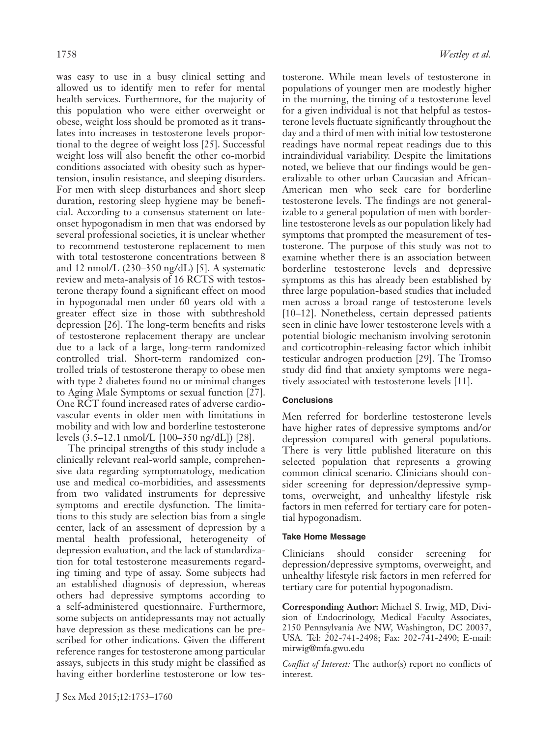was easy to use in a busy clinical setting and allowed us to identify men to refer for mental health services. Furthermore, for the majority of this population who were either overweight or obese, weight loss should be promoted as it translates into increases in testosterone levels proportional to the degree of weight loss [25]. Successful weight loss will also benefit the other co-morbid conditions associated with obesity such as hypertension, insulin resistance, and sleeping disorders. For men with sleep disturbances and short sleep duration, restoring sleep hygiene may be beneficial. According to a consensus statement on late-onset hypogonadism in men that was endorsed by several professional societies, it is unclear whether to recommend testosterone replacement to men with total testosterone concentrations between 8 and 12 nmol/L (230–350 ng/dL) [5]. A systematic review and meta-analysis of 16 RCTS with testosterone therapy found a significant effect on mood in hypogonadal men under 60 years old with a greater effect size in those with subthreshold depression [26]. The long-term benefits and risks of testosterone replacement therapy are unclear due to a lack of a large, long-term randomized controlled trial. Short-term randomized controlled trials of testosterone therapy to obese men with type 2 diabetes found no or minimal changes to Aging Male Symptoms or sexual function [27]. One RCT found increased rates of adverse cardiovascular events in older men with limitations in mobility and with low and borderline testosterone levels (3.5–12.1 nmol/L [100–350 ng/dL]) [28].

The principal strengths of this study include a clinically relevant real-world sample, comprehensive data regarding symptomatology, medication use and medical co-morbidities, and assessments from two validated instruments for depressive symptoms and erectile dysfunction. The limitations to this study are selection bias from a single center, lack of an assessment of depression by a mental health professional, heterogeneity of depression evaluation, and the lack of standardization for total testosterone measurements regarding timing and type of assay. Some subjects had an established diagnosis of depression, whereas others had depressive symptoms according to a self-administered questionnaire. Furthermore, some subjects on antidepressants may not actually have depression as these medications can be prescribed for other indications. Given the different reference ranges for testosterone among particular assays, subjects in this study might be classified as having either borderline testosterone or low testosterone. While mean levels of testosterone in populations of younger men are modestly higher in the morning, the timing of a testosterone level for a given individual is not that helpful as testosterone levels fluctuate significantly throughout the day and a third of men with initial low testosterone readings have normal repeat readings due to this intraindividual variability. Despite the limitations noted, we believe that our findings would be generalizable to other urban Caucasian and African-American men who seek care for borderline testosterone levels. The findings are not generalizable to a general population of men with borderline testosterone levels as our population likely had symptoms that prompted the measurement of testosterone. The purpose of this study was not to examine whether there is an association between borderline testosterone levels and depressive symptoms as this has already been established by three large population-based studies that included men across a broad range of testosterone levels [10–12]. Nonetheless, certain depressed patients seen in clinic have lower testosterone levels with a potential biologic mechanism involving serotonin and corticotrophin-releasing factor which inhibit testicular androgen production [29]. The Tromso study did find that anxiety symptoms were negatively associated with testosterone levels [11].

## Conclusions

Men referred for borderline testosterone levels have higher rates of depressive symptoms and/or depression compared with general populations. There is very little published literature on this selected population that represents a growing common clinical scenario. Clinicians should consider screening for depression/depressive symptoms, overweight, and unhealthy lifestyle risk factors in men referred for tertiary care for potential hypogonadism.

## Take Home Message

Clinicians should consider screening for depression/depressive symptoms, overweight, and unhealthy lifestyle risk factors in men referred for tertiary care for potential hypogonadism.

**Corresponding Author:** Michael S. Irwig, MD, Division of Endocrinology, Medical Faculty Associates, 2150 Pennsylvania Ave NW, Washington, DC 20037, USA. Tel: 202-741-2498; Fax: 202-741-2490; E-mail: mirwig@mfa.gwu.edu

*Conflict of Interest:* The author(s) report no conflicts of interest.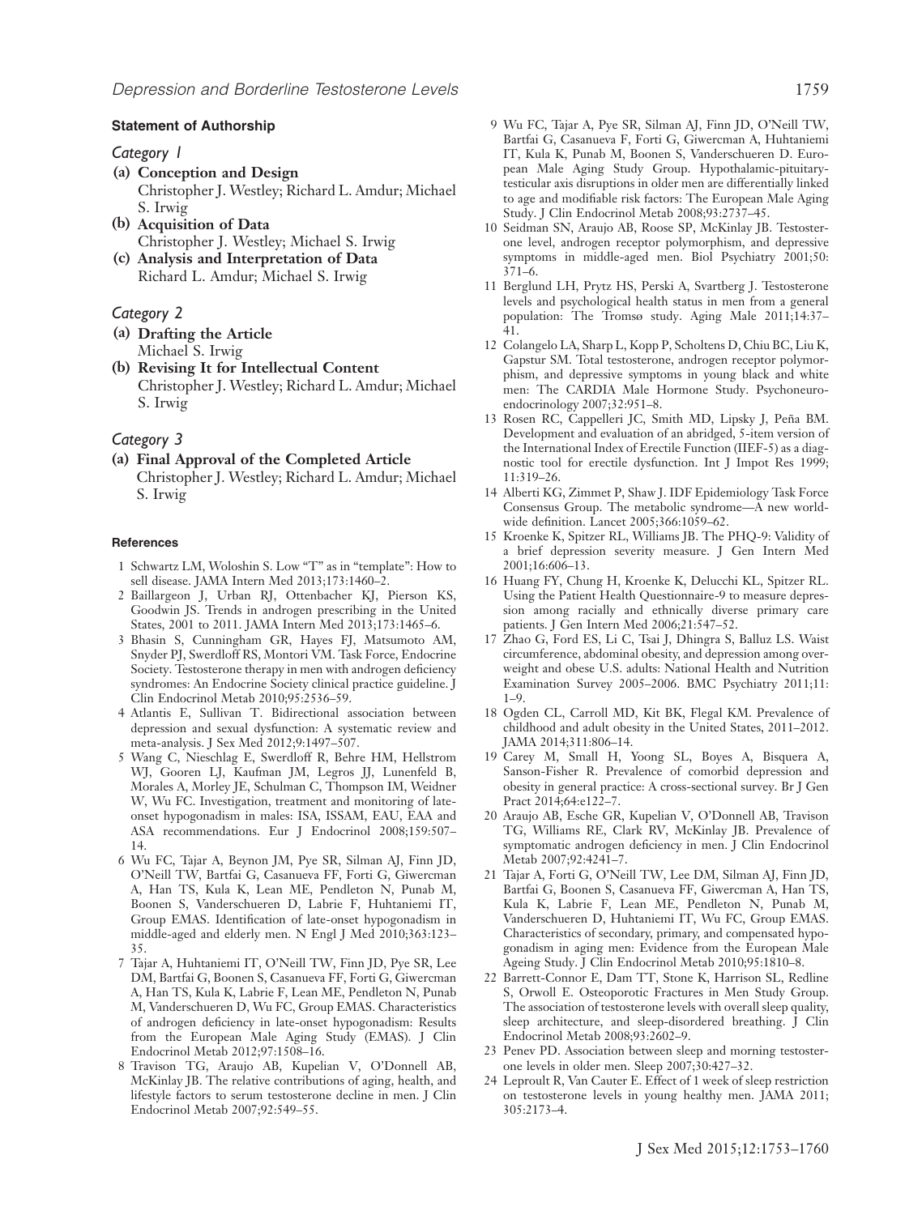### Statement of Authorship

*Category 1*

**(a) Conception and Design**
Christopher J. Westley; Richard L. Amdur; Michael S. Irwig

**(b) Acquisition of Data**
Christopher J. Westley; Michael S. Irwig

**(c) Analysis and Interpretation of Data**
Richard L. Amdur; Michael S. Irwig

*Category 2*

**(a) Drafting the Article**
Michael S. Irwig

**(b) Revising It for Intellectual Content**
Christopher J. Westley; Richard L. Amdur; Michael S. Irwig

*Category 3*

**(a) Final Approval of the Completed Article**
Christopher J. Westley; Richard L. Amdur; Michael S. Irwig

### References

1 Schwartz LM, Woloshin S. Low "T" as in "template": How to sell disease. JAMA Intern Med 2013;173:1460–2.

2 Baillargeon J, Urban RJ, Ottenbacher KJ, Pierson KS, Goodwin JS. Trends in androgen prescribing in the United States, 2001 to 2011. JAMA Intern Med 2013;173:1465–6.

3 Bhasin S, Cunningham GR, Hayes FJ, Matsumoto AM, Snyder PJ, Swerdloff RS, Montori VM. Task Force, Endocrine Society. Testosterone therapy in men with androgen deficiency syndromes: An Endocrine Society clinical practice guideline. J Clin Endocrinol Metab 2010;95:2536–59.

4 Atlantis E, Sullivan T. Bidirectional association between depression and sexual dysfunction: A systematic review and meta-analysis. J Sex Med 2012;9:1497–507.

5 Wang C, Nieschlag E, Swerdloff R, Behre HM, Hellstrom WJ, Gooren LJ, Kaufman JM, Legros JJ, Lunenfeld B, Morales A, Morley JE, Schulman C, Thompson IM, Weidner W, Wu FC. Investigation, treatment and monitoring of late-onset hypogonadism in males: ISA, ISSAM, EAU, EAA and ASA recommendations. Eur J Endocrinol 2008;159:507–14.

6 Wu FC, Tajar A, Beynon JM, Pye SR, Silman AJ, Finn JD, O'Neill TW, Bartfai G, Casanueva FF, Forti G, Giwercman A, Han TS, Kula K, Lean ME, Pendleton N, Punab M, Boonen S, Vanderschueren D, Labrie F, Huhtaniemi IT, Group EMAS. Identification of late-onset hypogonadism in middle-aged and elderly men. N Engl J Med 2010;363:123–35.

7 Tajar A, Huhtaniemi IT, O'Neill TW, Finn JD, Pye SR, Lee DM, Bartfai G, Boonen S, Casanueva FF, Forti G, Giwercman A, Han TS, Kula K, Labrie F, Lean ME, Pendleton N, Punab M, Vanderschueren D, Wu FC, Group EMAS. Characteristics of androgen deficiency in late-onset hypogonadism: Results from the European Male Aging Study (EMAS). J Clin Endocrinol Metab 2012;97:1508–16.

8 Travison TG, Araujo AB, Kupelian V, O'Donnell AB, McKinlay JB. The relative contributions of aging, health, and lifestyle factors to serum testosterone decline in men. J Clin Endocrinol Metab 2007;92:549–55.

9 Wu FC, Tajar A, Pye SR, Silman AJ, Finn JD, O'Neill TW, Bartfai G, Casanueva F, Forti G, Giwercman A, Huhtaniemi IT, Kula K, Punab M, Boonen S, Vanderschueren D. European Male Aging Study Group. Hypothalamic-pituitary-testicular axis disruptions in older men are differentially linked to age and modifiable risk factors: The European Male Aging Study. J Clin Endocrinol Metab 2008;93:2737–45.

10 Seidman SN, Araujo AB, Roose SP, McKinlay JB. Testosterone level, androgen receptor polymorphism, and depressive symptoms in middle-aged men. Biol Psychiatry 2001;50:371–6.

11 Berglund LH, Prytz HS, Perski A, Svartberg J. Testosterone levels and psychological health status in men from a general population: The Tromsø study. Aging Male 2011;14:37–41.

12 Colangelo LA, Sharp L, Kopp P, Scholtens D, Chiu BC, Liu K, Gapstur SM. Total testosterone, androgen receptor polymorphism, and depressive symptoms in young black and white men: The CARDIA Male Hormone Study. Psychoneuroendocrinology 2007;32:951–8.

13 Rosen RC, Cappelleri JC, Smith MD, Lipsky J, Peña BM. Development and evaluation of an abridged, 5-item version of the International Index of Erectile Function (IIEF-5) as a diagnostic tool for erectile dysfunction. Int J Impot Res 1999;11:319–26.

14 Alberti KG, Zimmet P, Shaw J. IDF Epidemiology Task Force Consensus Group. The metabolic syndrome—A new worldwide definition. Lancet 2005;366:1059–62.

15 Kroenke K, Spitzer RL, Williams JB. The PHQ-9: Validity of a brief depression severity measure. J Gen Intern Med 2001;16:606–13.

16 Huang FY, Chung H, Kroenke K, Delucchi KL, Spitzer RL. Using the Patient Health Questionnaire-9 to measure depression among racially and ethnically diverse primary care patients. J Gen Intern Med 2006;21:547–52.

17 Zhao G, Ford ES, Li C, Tsai J, Dhingra S, Balluz LS. Waist circumference, abdominal obesity, and depression among overweight and obese U.S. adults: National Health and Nutrition Examination Survey 2005–2006. BMC Psychiatry 2011;11:1–9.

18 Ogden CL, Carroll MD, Kit BK, Flegal KM. Prevalence of childhood and adult obesity in the United States, 2011–2012. JAMA 2014;311:806–14.

19 Carey M, Small H, Yoong SL, Boyes A, Bisquera A, Sanson-Fisher R. Prevalence of comorbid depression and obesity in general practice: A cross-sectional survey. Br J Gen Pract 2014;64:e122–7.

20 Araujo AB, Esche GR, Kupelian V, O'Donnell AB, Travison TG, Williams RE, Clark RV, McKinlay JB. Prevalence of symptomatic androgen deficiency in men. J Clin Endocrinol Metab 2007;92:4241–7.

21 Tajar A, Forti G, O'Neill TW, Lee DM, Silman AJ, Finn JD, Bartfai G, Boonen S, Casanueva FF, Giwercman A, Han TS, Kula K, Labrie F, Lean ME, Pendleton N, Punab M, Vanderschueren D, Huhtaniemi IT, Wu FC, Group EMAS. Characteristics of secondary, primary, and compensated hypogonadism in aging men: Evidence from the European Male Ageing Study. J Clin Endocrinol Metab 2010;95:1810–8.

22 Barrett-Connor E, Dam TT, Stone K, Harrison SL, Redline S, Orwoll E. Osteoporotic Fractures in Men Study Group. The association of testosterone levels with overall sleep quality, sleep architecture, and sleep-disordered breathing. J Clin Endocrinol Metab 2008;93:2602–9.

23 Penev PD. Association between sleep and morning testosterone levels in older men. Sleep 2007;30:427–32.

24 Leproult R, Van Cauter E. Effect of 1 week of sleep restriction on testosterone levels in young healthy men. JAMA 2011;305:2173–4.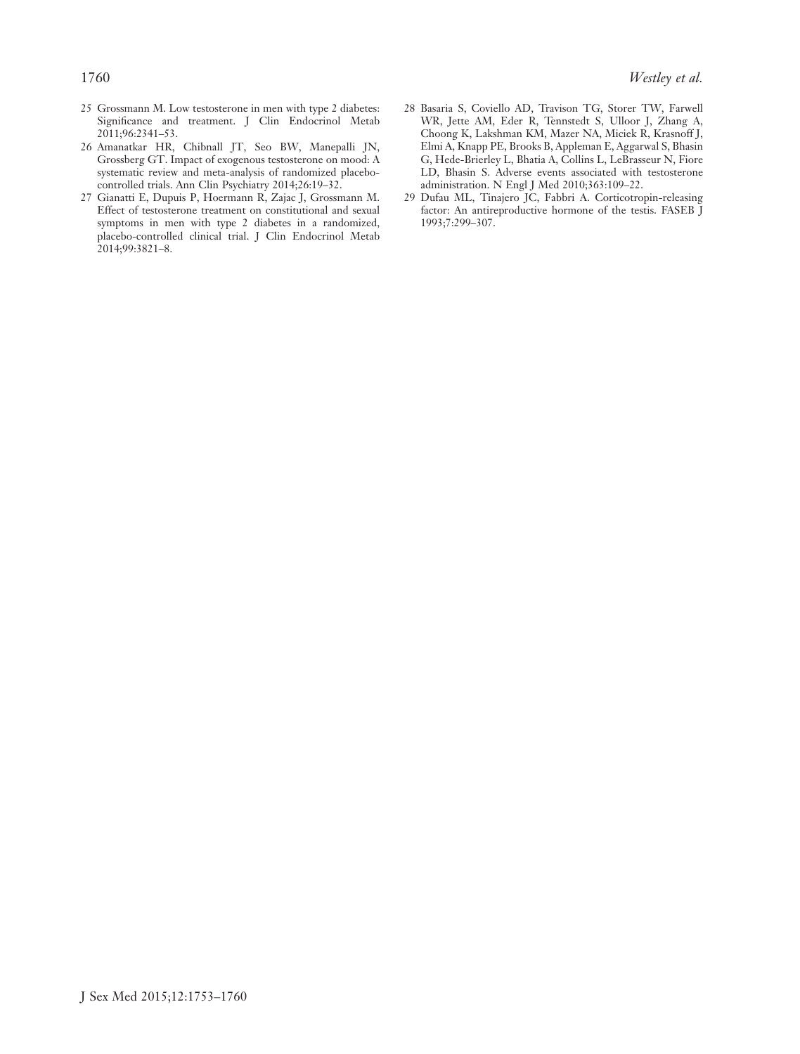25 Grossmann M. Low testosterone in men with type 2 diabetes: Significance and treatment. J Clin Endocrinol Metab 2011;96:2341–53.

26 Amanatkar HR, Chibnall JT, Seo BW, Manepalli JN, Grossberg GT. Impact of exogenous testosterone on mood: A systematic review and meta-analysis of randomized placebo-controlled trials. Ann Clin Psychiatry 2014;26:19–32.

27 Gianatti E, Dupuis P, Hoermann R, Zajac J, Grossmann M. Effect of testosterone treatment on constitutional and sexual symptoms in men with type 2 diabetes in a randomized, placebo-controlled clinical trial. J Clin Endocrinol Metab 2014;99:3821–8.

28 Basaria S, Coviello AD, Travison TG, Storer TW, Farwell WR, Jette AM, Eder R, Tennstedt S, Ulloor J, Zhang A, Choong K, Lakshman KM, Mazer NA, Miciek R, Krasnoff J, Elmi A, Knapp PE, Brooks B, Appleman E, Aggarwal S, Bhasin G, Hede-Brierley L, Bhatia A, Collins L, LeBrasseur N, Fiore LD, Bhasin S. Adverse events associated with testosterone administration. N Engl J Med 2010;363:109–22.

29 Dufau ML, Tinajero JC, Fabbri A. Corticotropin-releasing factor: An antireproductive hormone of the testis. FASEB J 1993;7:299–307.